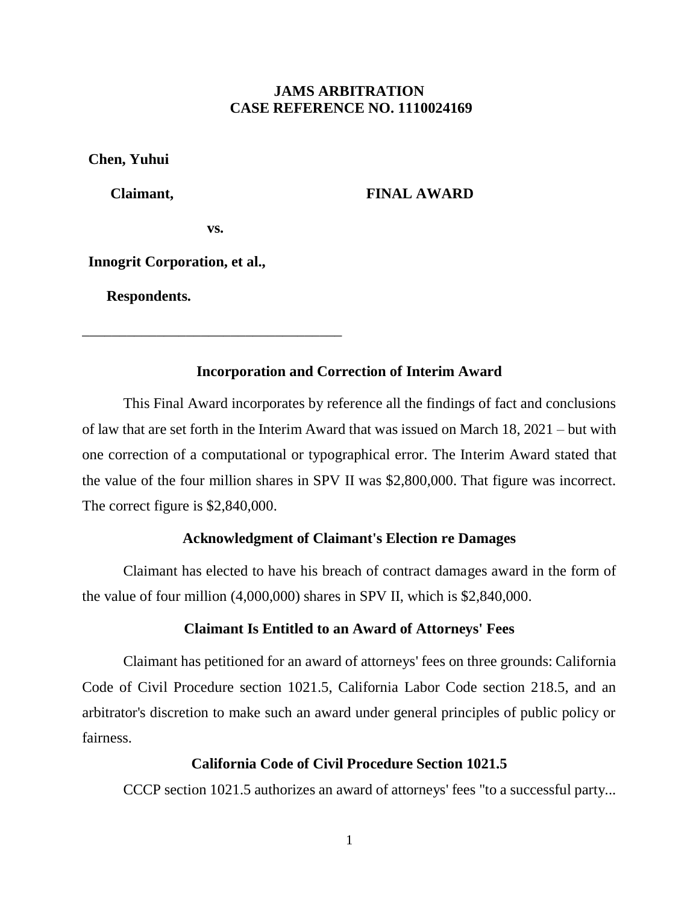**JAMS ARBITRATION**
**CASE REFERENCE NO. 1110024169**

**Chen, Yuhui**

**Claimant,**

**FINAL AWARD**

**vs.**

**Innogrit Corporation, et al.,**

**Respondents.**

---

### Incorporation and Correction of Interim Award

This Final Award incorporates by reference all the findings of fact and conclusions of law that are set forth in the Interim Award that was issued on March 18, 2021 – but with one correction of a computational or typographical error. The Interim Award stated that the value of the four million shares in SPV II was $2,800,000. That figure was incorrect. The correct figure is $2,840,000.

### Acknowledgment of Claimant's Election re Damages

Claimant has elected to have his breach of contract damages award in the form of the value of four million (4,000,000) shares in SPV II, which is $2,840,000.

### Claimant Is Entitled to an Award of Attorneys' Fees

Claimant has petitioned for an award of attorneys' fees on three grounds: California Code of Civil Procedure section 1021.5, California Labor Code section 218.5, and an arbitrator's discretion to make such an award under general principles of public policy or fairness.

### California Code of Civil Procedure Section 1021.5

CCCP section 1021.5 authorizes an award of attorneys' fees "to a successful party...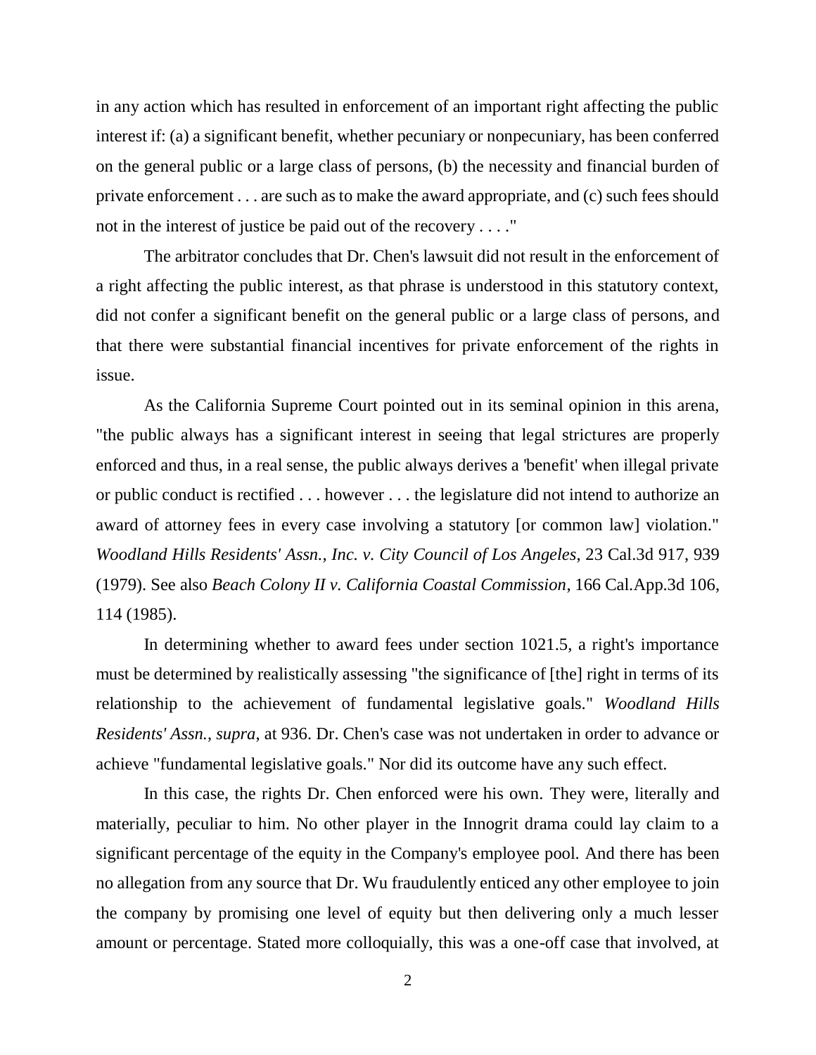in any action which has resulted in enforcement of an important right affecting the public interest if: (a) a significant benefit, whether pecuniary or nonpecuniary, has been conferred on the general public or a large class of persons, (b) the necessity and financial burden of private enforcement . . . are such as to make the award appropriate, and (c) such fees should not in the interest of justice be paid out of the recovery . . . ."

The arbitrator concludes that Dr. Chen's lawsuit did not result in the enforcement of a right affecting the public interest, as that phrase is understood in this statutory context, did not confer a significant benefit on the general public or a large class of persons, and that there were substantial financial incentives for private enforcement of the rights in issue.

As the California Supreme Court pointed out in its seminal opinion in this arena, "the public always has a significant interest in seeing that legal strictures are properly enforced and thus, in a real sense, the public always derives a 'benefit' when illegal private or public conduct is rectified . . . however . . . the legislature did not intend to authorize an award of attorney fees in every case involving a statutory [or common law] violation." *Woodland Hills Residents' Assn., Inc. v. City Council of Los Angeles*, 23 Cal.3d 917, 939 (1979). See also *Beach Colony II v. California Coastal Commission*, 166 Cal.App.3d 106, 114 (1985).

In determining whether to award fees under section 1021.5, a right's importance must be determined by realistically assessing "the significance of [the] right in terms of its relationship to the achievement of fundamental legislative goals." *Woodland Hills Residents' Assn.*, *supra*, at 936. Dr. Chen's case was not undertaken in order to advance or achieve "fundamental legislative goals." Nor did its outcome have any such effect.

In this case, the rights Dr. Chen enforced were his own. They were, literally and materially, peculiar to him. No other player in the Innogrit drama could lay claim to a significant percentage of the equity in the Company's employee pool. And there has been no allegation from any source that Dr. Wu fraudulently enticed any other employee to join the company by promising one level of equity but then delivering only a much lesser amount or percentage. Stated more colloquially, this was a one-off case that involved, at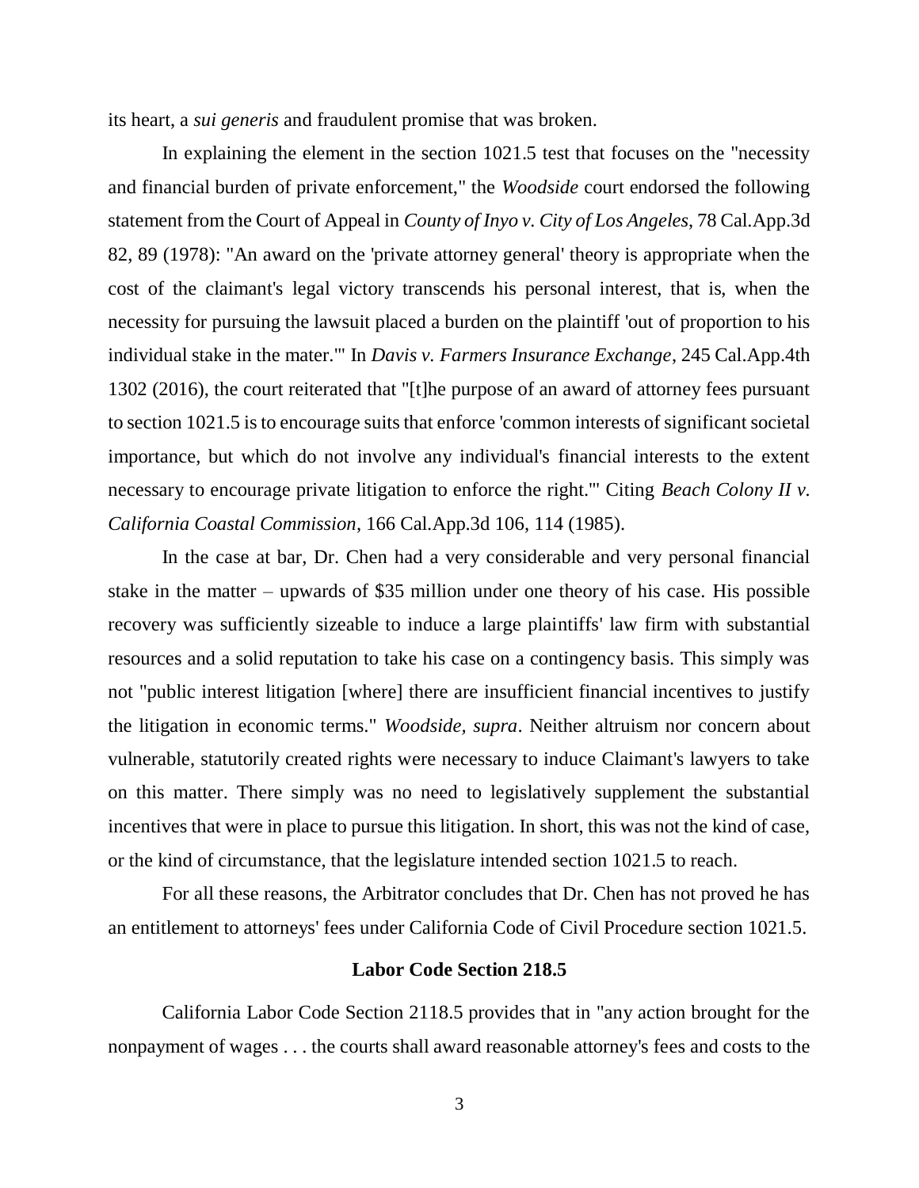its heart, a *sui generis* and fraudulent promise that was broken.

In explaining the element in the section 1021.5 test that focuses on the "necessity and financial burden of private enforcement," the *Woodside* court endorsed the following statement from the Court of Appeal in *County of Inyo v. City of Los Angeles*, 78 Cal.App.3d 82, 89 (1978): "An award on the 'private attorney general' theory is appropriate when the cost of the claimant's legal victory transcends his personal interest, that is, when the necessity for pursuing the lawsuit placed a burden on the plaintiff 'out of proportion to his individual stake in the mater.'" In *Davis v. Farmers Insurance Exchange*, 245 Cal.App.4th 1302 (2016), the court reiterated that "[t]he purpose of an award of attorney fees pursuant to section 1021.5 is to encourage suits that enforce 'common interests of significant societal importance, but which do not involve any individual's financial interests to the extent necessary to encourage private litigation to enforce the right.'" Citing *Beach Colony II v. California Coastal Commission*, 166 Cal.App.3d 106, 114 (1985).

In the case at bar, Dr. Chen had a very considerable and very personal financial stake in the matter – upwards of $35 million under one theory of his case. His possible recovery was sufficiently sizeable to induce a large plaintiffs' law firm with substantial resources and a solid reputation to take his case on a contingency basis. This simply was not "public interest litigation [where] there are insufficient financial incentives to justify the litigation in economic terms." *Woodside, supra*. Neither altruism nor concern about vulnerable, statutorily created rights were necessary to induce Claimant's lawyers to take on this matter. There simply was no need to legislatively supplement the substantial incentives that were in place to pursue this litigation. In short, this was not the kind of case, or the kind of circumstance, that the legislature intended section 1021.5 to reach.

For all these reasons, the Arbitrator concludes that Dr. Chen has not proved he has an entitlement to attorneys' fees under California Code of Civil Procedure section 1021.5.

**Labor Code Section 218.5**

California Labor Code Section 2118.5 provides that in "any action brought for the nonpayment of wages . . . the courts shall award reasonable attorney's fees and costs to the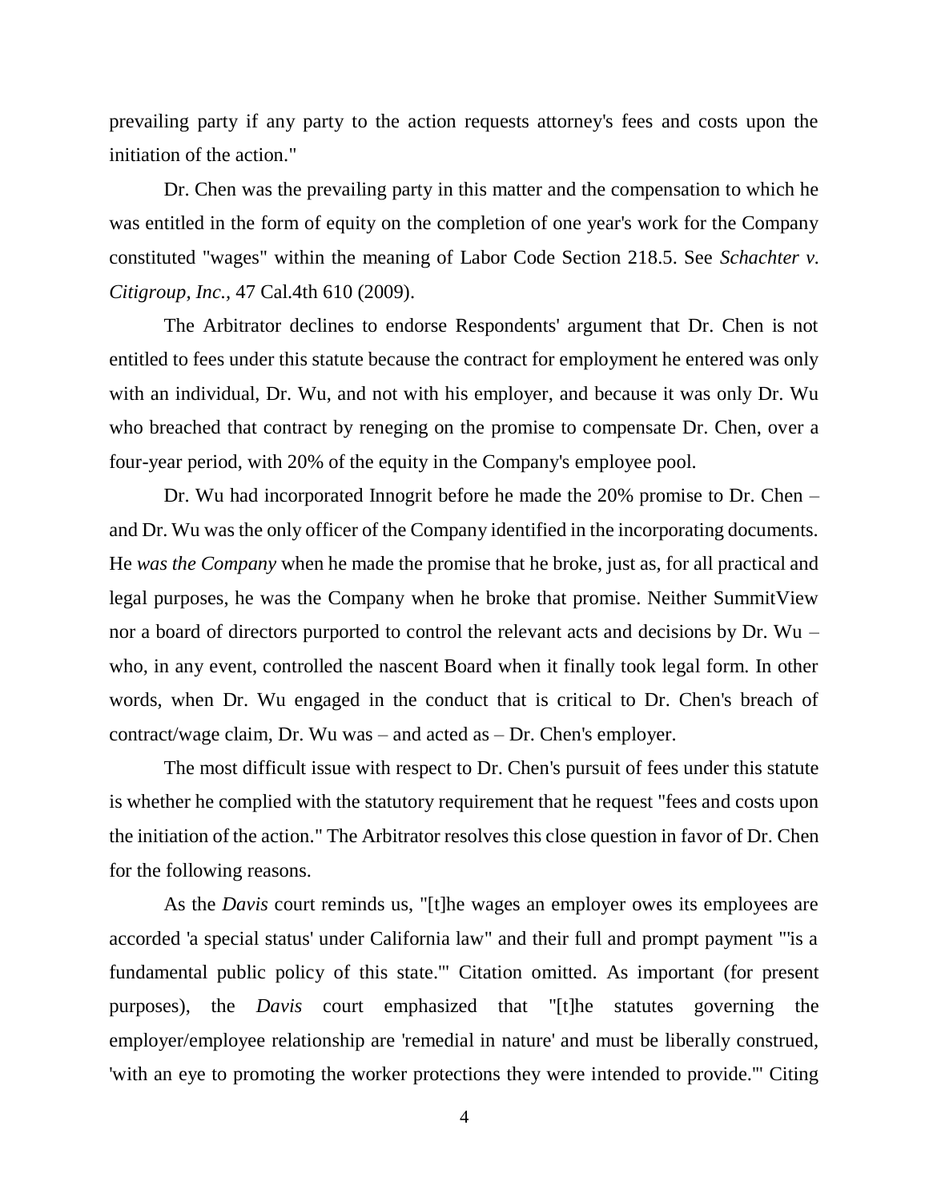prevailing party if any party to the action requests attorney's fees and costs upon the initiation of the action."

Dr. Chen was the prevailing party in this matter and the compensation to which he was entitled in the form of equity on the completion of one year's work for the Company constituted "wages" within the meaning of Labor Code Section 218.5. See *Schachter v. Citigroup, Inc.*, 47 Cal.4th 610 (2009).

The Arbitrator declines to endorse Respondents' argument that Dr. Chen is not entitled to fees under this statute because the contract for employment he entered was only with an individual, Dr. Wu, and not with his employer, and because it was only Dr. Wu who breached that contract by reneging on the promise to compensate Dr. Chen, over a four-year period, with 20% of the equity in the Company's employee pool.

Dr. Wu had incorporated Innogrit before he made the 20% promise to Dr. Chen – and Dr. Wu was the only officer of the Company identified in the incorporating documents. He *was the Company* when he made the promise that he broke, just as, for all practical and legal purposes, he was the Company when he broke that promise. Neither SummitView nor a board of directors purported to control the relevant acts and decisions by Dr. Wu – who, in any event, controlled the nascent Board when it finally took legal form. In other words, when Dr. Wu engaged in the conduct that is critical to Dr. Chen's breach of contract/wage claim, Dr. Wu was – and acted as – Dr. Chen's employer.

The most difficult issue with respect to Dr. Chen's pursuit of fees under this statute is whether he complied with the statutory requirement that he request "fees and costs upon the initiation of the action." The Arbitrator resolves this close question in favor of Dr. Chen for the following reasons.

As the *Davis* court reminds us, "[t]he wages an employer owes its employees are accorded 'a special status' under California law" and their full and prompt payment "'is a fundamental public policy of this state.'" Citation omitted. As important (for present purposes), the *Davis* court emphasized that "[t]he statutes governing the employer/employee relationship are 'remedial in nature' and must be liberally construed, 'with an eye to promoting the worker protections they were intended to provide.'" Citing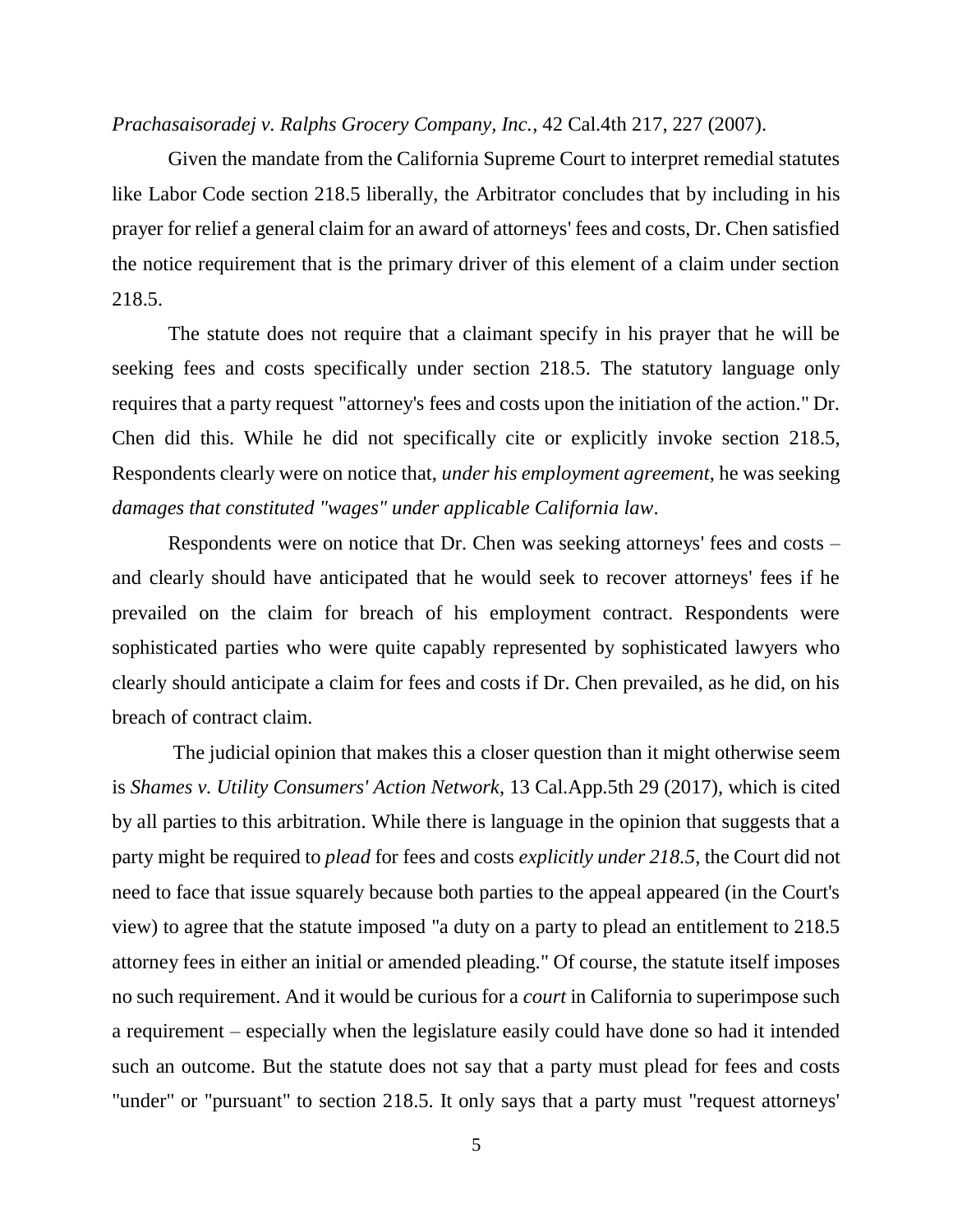*Prachasaisoradej v. Ralphs Grocery Company, Inc.*, 42 Cal.4th 217, 227 (2007).

Given the mandate from the California Supreme Court to interpret remedial statutes like Labor Code section 218.5 liberally, the Arbitrator concludes that by including in his prayer for relief a general claim for an award of attorneys' fees and costs, Dr. Chen satisfied the notice requirement that is the primary driver of this element of a claim under section 218.5.

The statute does not require that a claimant specify in his prayer that he will be seeking fees and costs specifically under section 218.5. The statutory language only requires that a party request "attorney's fees and costs upon the initiation of the action." Dr. Chen did this. While he did not specifically cite or explicitly invoke section 218.5, Respondents clearly were on notice that, *under his employment agreement*, he was seeking *damages that constituted "wages" under applicable California law*.

Respondents were on notice that Dr. Chen was seeking attorneys' fees and costs – and clearly should have anticipated that he would seek to recover attorneys' fees if he prevailed on the claim for breach of his employment contract. Respondents were sophisticated parties who were quite capably represented by sophisticated lawyers who clearly should anticipate a claim for fees and costs if Dr. Chen prevailed, as he did, on his breach of contract claim.

The judicial opinion that makes this a closer question than it might otherwise seem is *Shames v. Utility Consumers' Action Network*, 13 Cal.App.5th 29 (2017), which is cited by all parties to this arbitration. While there is language in the opinion that suggests that a party might be required to *plead* for fees and costs *explicitly under 218.5*, the Court did not need to face that issue squarely because both parties to the appeal appeared (in the Court's view) to agree that the statute imposed "a duty on a party to plead an entitlement to 218.5 attorney fees in either an initial or amended pleading." Of course, the statute itself imposes no such requirement. And it would be curious for a *court* in California to superimpose such a requirement – especially when the legislature easily could have done so had it intended such an outcome. But the statute does not say that a party must plead for fees and costs "under" or "pursuant" to section 218.5. It only says that a party must "request attorneys'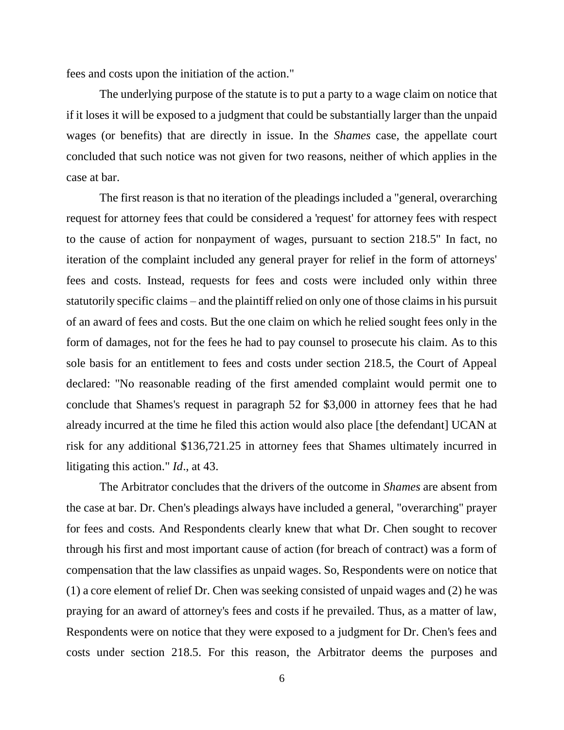fees and costs upon the initiation of the action."

The underlying purpose of the statute is to put a party to a wage claim on notice that if it loses it will be exposed to a judgment that could be substantially larger than the unpaid wages (or benefits) that are directly in issue. In the *Shames* case, the appellate court concluded that such notice was not given for two reasons, neither of which applies in the case at bar.

The first reason is that no iteration of the pleadings included a "general, overarching request for attorney fees that could be considered a 'request' for attorney fees with respect to the cause of action for nonpayment of wages, pursuant to section 218.5" In fact, no iteration of the complaint included any general prayer for relief in the form of attorneys' fees and costs. Instead, requests for fees and costs were included only within three statutorily specific claims – and the plaintiff relied on only one of those claims in his pursuit of an award of fees and costs. But the one claim on which he relied sought fees only in the form of damages, not for the fees he had to pay counsel to prosecute his claim. As to this sole basis for an entitlement to fees and costs under section 218.5, the Court of Appeal declared: "No reasonable reading of the first amended complaint would permit one to conclude that Shames's request in paragraph 52 for $3,000 in attorney fees that he had already incurred at the time he filed this action would also place [the defendant] UCAN at risk for any additional $136,721.25 in attorney fees that Shames ultimately incurred in litigating this action." *Id*., at 43.

The Arbitrator concludes that the drivers of the outcome in *Shames* are absent from the case at bar. Dr. Chen's pleadings always have included a general, "overarching" prayer for fees and costs. And Respondents clearly knew that what Dr. Chen sought to recover through his first and most important cause of action (for breach of contract) was a form of compensation that the law classifies as unpaid wages. So, Respondents were on notice that (1) a core element of relief Dr. Chen was seeking consisted of unpaid wages and (2) he was praying for an award of attorney's fees and costs if he prevailed. Thus, as a matter of law, Respondents were on notice that they were exposed to a judgment for Dr. Chen's fees and costs under section 218.5. For this reason, the Arbitrator deems the purposes and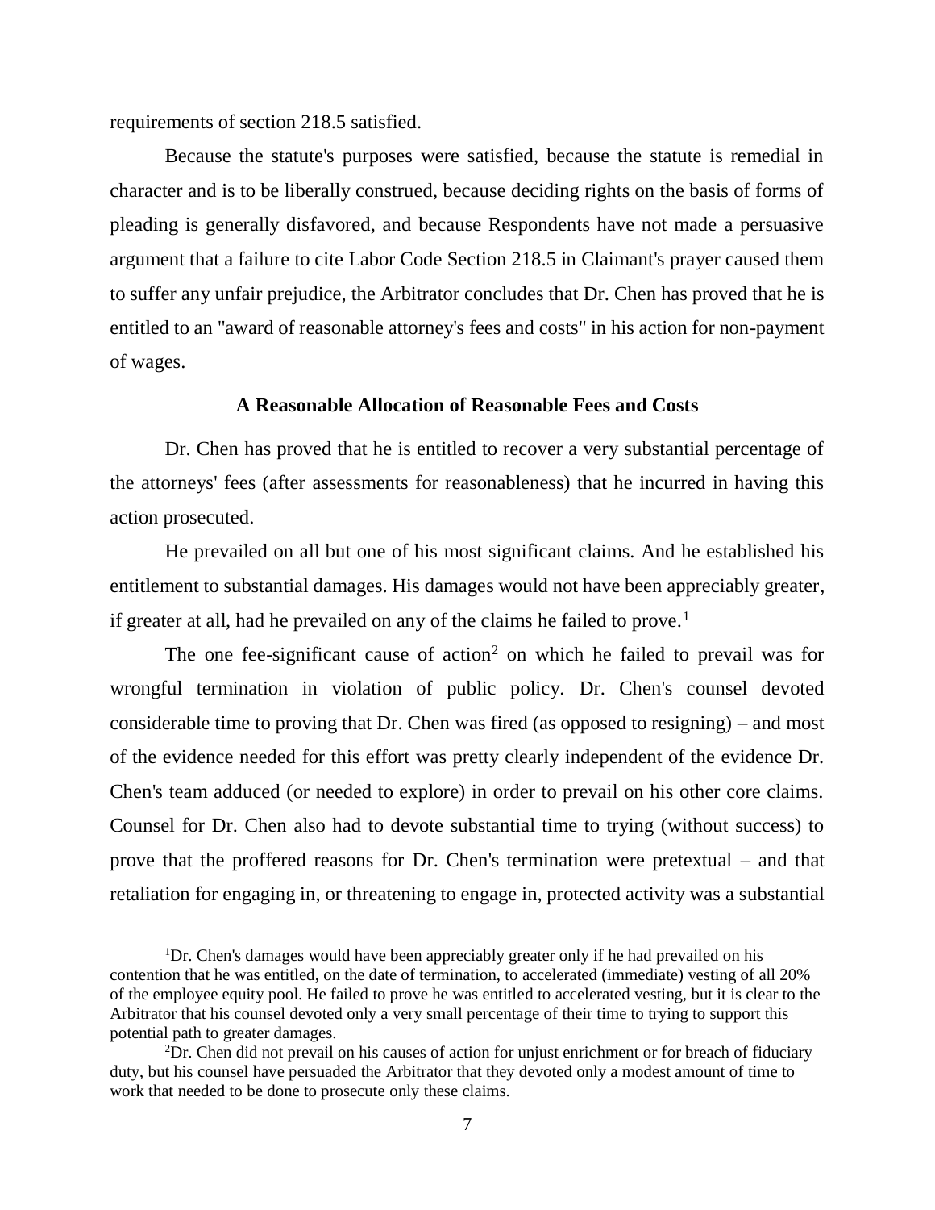requirements of section 218.5 satisfied.

Because the statute's purposes were satisfied, because the statute is remedial in character and is to be liberally construed, because deciding rights on the basis of forms of pleading is generally disfavored, and because Respondents have not made a persuasive argument that a failure to cite Labor Code Section 218.5 in Claimant's prayer caused them to suffer any unfair prejudice, the Arbitrator concludes that Dr. Chen has proved that he is entitled to an "award of reasonable attorney's fees and costs" in his action for non-payment of wages.

## A Reasonable Allocation of Reasonable Fees and Costs

Dr. Chen has proved that he is entitled to recover a very substantial percentage of the attorneys' fees (after assessments for reasonableness) that he incurred in having this action prosecuted.

He prevailed on all but one of his most significant claims. And he established his entitlement to substantial damages. His damages would not have been appreciably greater, if greater at all, had he prevailed on any of the claims he failed to prove.[1]

The one fee-significant cause of action[2] on which he failed to prevail was for wrongful termination in violation of public policy. Dr. Chen's counsel devoted considerable time to proving that Dr. Chen was fired (as opposed to resigning) – and most of the evidence needed for this effort was pretty clearly independent of the evidence Dr. Chen's team adduced (or needed to explore) in order to prevail on his other core claims. Counsel for Dr. Chen also had to devote substantial time to trying (without success) to prove that the proffered reasons for Dr. Chen's termination were pretextual – and that retaliation for engaging in, or threatening to engage in, protected activity was a substantial

---

[1]Dr. Chen's damages would have been appreciably greater only if he had prevailed on his contention that he was entitled, on the date of termination, to accelerated (immediate) vesting of all 20% of the employee equity pool. He failed to prove he was entitled to accelerated vesting, but it is clear to the Arbitrator that his counsel devoted only a very small percentage of their time to trying to support this potential path to greater damages.

[2]Dr. Chen did not prevail on his causes of action for unjust enrichment or for breach of fiduciary duty, but his counsel have persuaded the Arbitrator that they devoted only a modest amount of time to work that needed to be done to prosecute only these claims.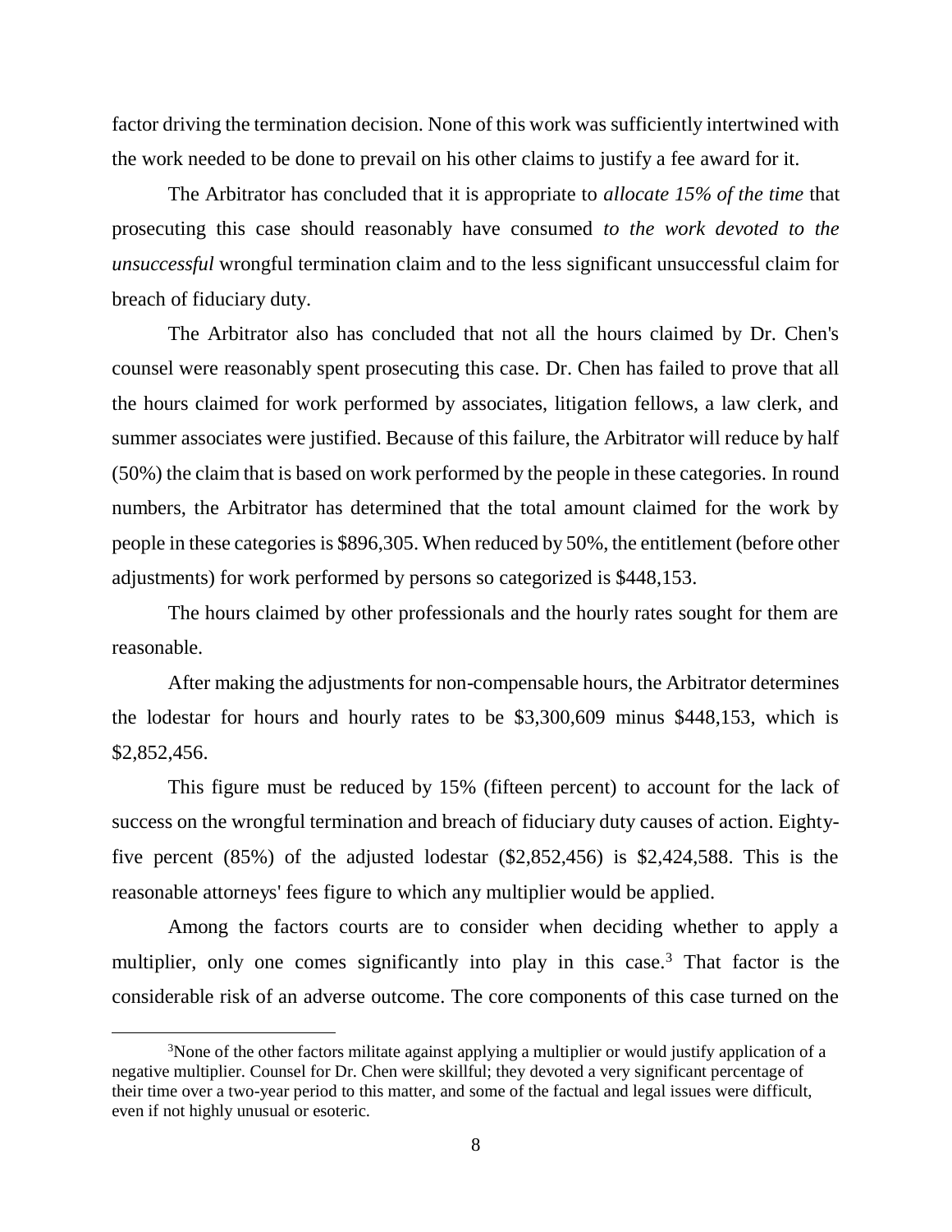factor driving the termination decision. None of this work was sufficiently intertwined with the work needed to be done to prevail on his other claims to justify a fee award for it.

The Arbitrator has concluded that it is appropriate to *allocate 15% of the time* that prosecuting this case should reasonably have consumed *to the work devoted to the unsuccessful* wrongful termination claim and to the less significant unsuccessful claim for breach of fiduciary duty.

The Arbitrator also has concluded that not all the hours claimed by Dr. Chen's counsel were reasonably spent prosecuting this case. Dr. Chen has failed to prove that all the hours claimed for work performed by associates, litigation fellows, a law clerk, and summer associates were justified. Because of this failure, the Arbitrator will reduce by half (50%) the claim that is based on work performed by the people in these categories. In round numbers, the Arbitrator has determined that the total amount claimed for the work by people in these categories is $896,305. When reduced by 50%, the entitlement (before other adjustments) for work performed by persons so categorized is $448,153.

The hours claimed by other professionals and the hourly rates sought for them are reasonable.

After making the adjustments for non-compensable hours, the Arbitrator determines the lodestar for hours and hourly rates to be $3,300,609 minus $448,153, which is $2,852,456.

This figure must be reduced by 15% (fifteen percent) to account for the lack of success on the wrongful termination and breach of fiduciary duty causes of action. Eighty-five percent (85%) of the adjusted lodestar ($2,852,456) is $2,424,588. This is the reasonable attorneys' fees figure to which any multiplier would be applied.

Among the factors courts are to consider when deciding whether to apply a multiplier, only one comes significantly into play in this case.[3] That factor is the considerable risk of an adverse outcome. The core components of this case turned on the

[3] None of the other factors militate against applying a multiplier or would justify application of a negative multiplier. Counsel for Dr. Chen were skillful; they devoted a very significant percentage of their time over a two-year period to this matter, and some of the factual and legal issues were difficult, even if not highly unusual or esoteric.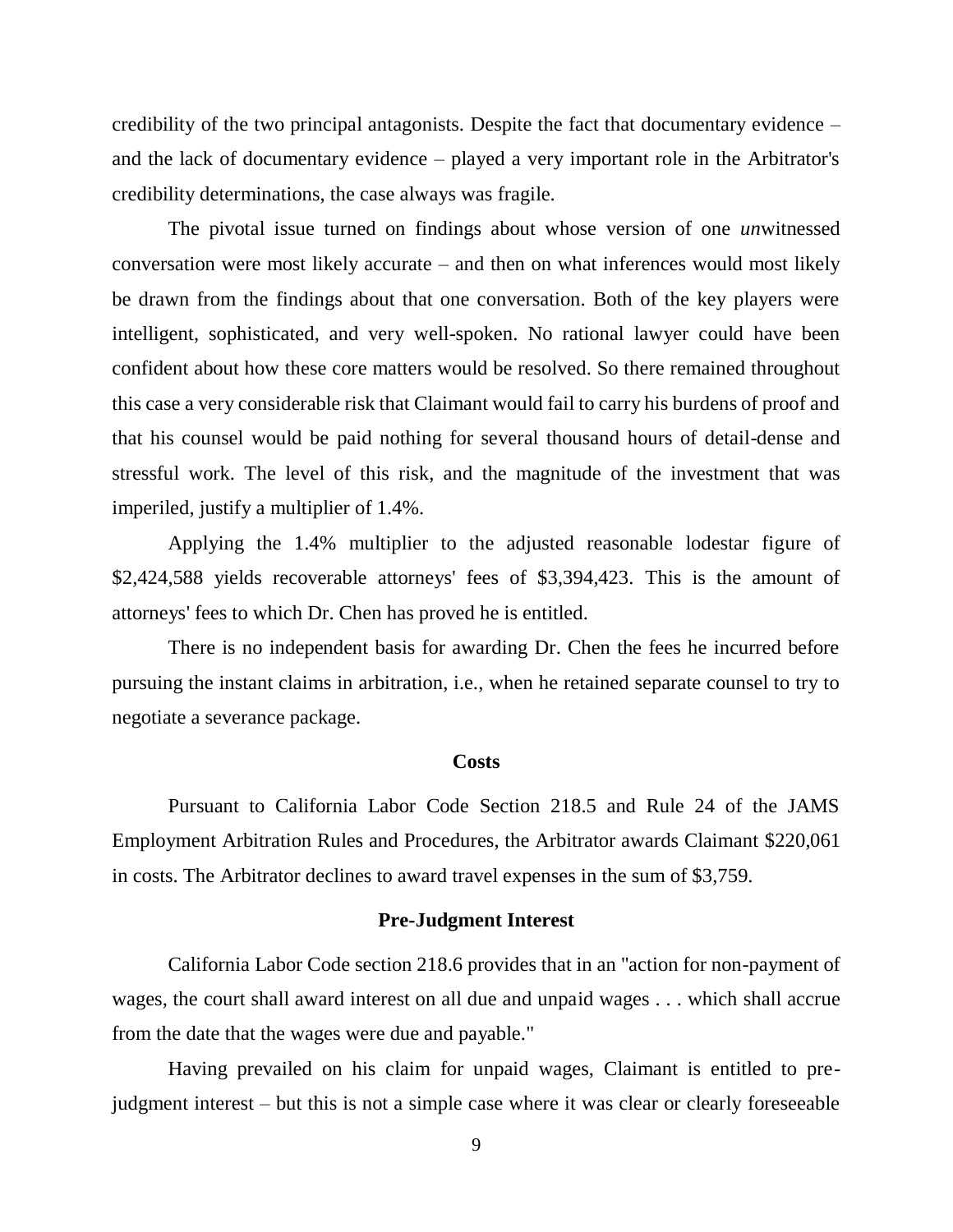credibility of the two principal antagonists. Despite the fact that documentary evidence – and the lack of documentary evidence – played a very important role in the Arbitrator's credibility determinations, the case always was fragile.

The pivotal issue turned on findings about whose version of one *un*witnessed conversation were most likely accurate – and then on what inferences would most likely be drawn from the findings about that one conversation. Both of the key players were intelligent, sophisticated, and very well-spoken. No rational lawyer could have been confident about how these core matters would be resolved. So there remained throughout this case a very considerable risk that Claimant would fail to carry his burdens of proof and that his counsel would be paid nothing for several thousand hours of detail-dense and stressful work. The level of this risk, and the magnitude of the investment that was imperiled, justify a multiplier of 1.4%.

Applying the 1.4% multiplier to the adjusted reasonable lodestar figure of $2,424,588 yields recoverable attorneys' fees of $3,394,423. This is the amount of attorneys' fees to which Dr. Chen has proved he is entitled.

There is no independent basis for awarding Dr. Chen the fees he incurred before pursuing the instant claims in arbitration, i.e., when he retained separate counsel to try to negotiate a severance package.

## Costs

Pursuant to California Labor Code Section 218.5 and Rule 24 of the JAMS Employment Arbitration Rules and Procedures, the Arbitrator awards Claimant $220,061 in costs. The Arbitrator declines to award travel expenses in the sum of $3,759.

## Pre-Judgment Interest

California Labor Code section 218.6 provides that in an "action for non-payment of wages, the court shall award interest on all due and unpaid wages . . . which shall accrue from the date that the wages were due and payable."

Having prevailed on his claim for unpaid wages, Claimant is entitled to pre-judgment interest – but this is not a simple case where it was clear or clearly foreseeable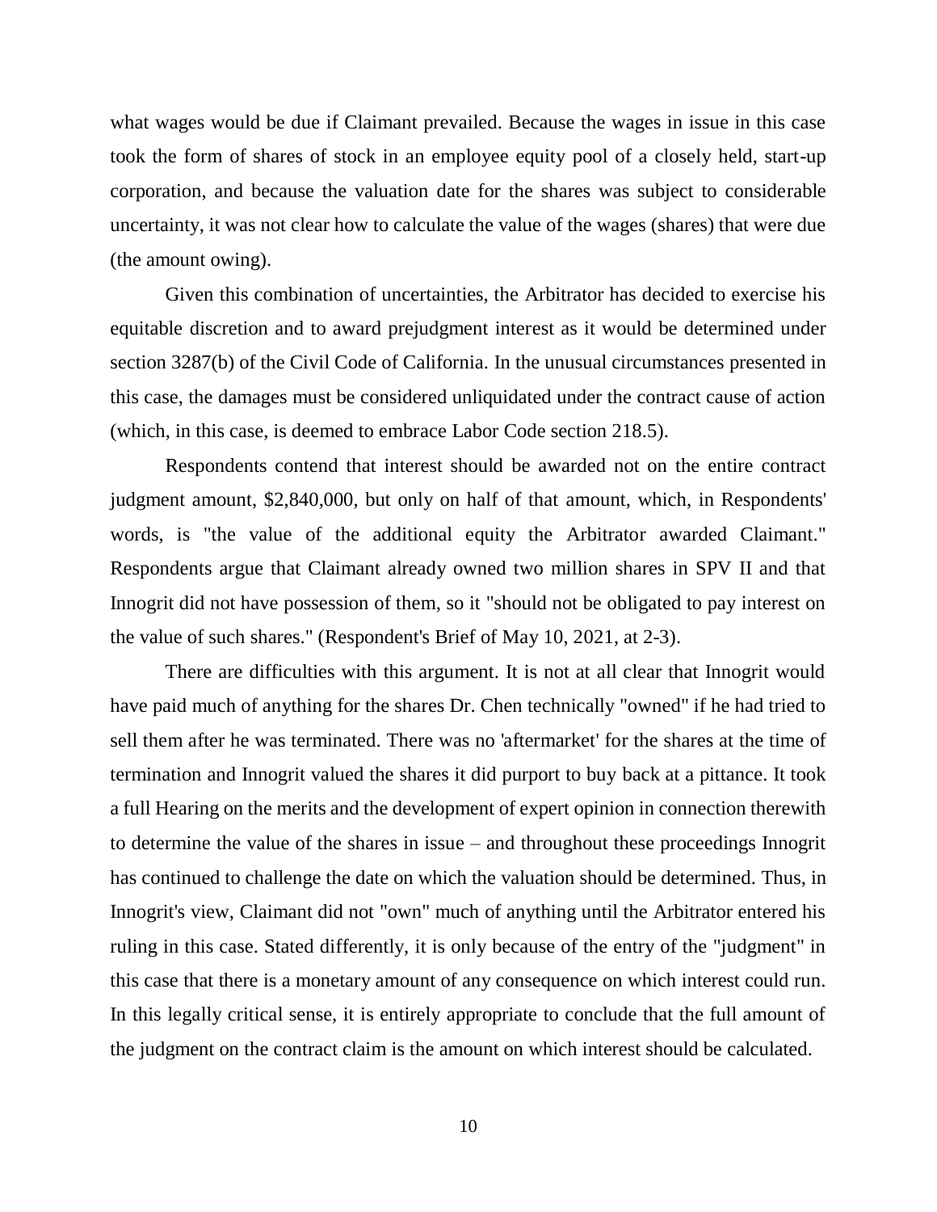what wages would be due if Claimant prevailed. Because the wages in issue in this case took the form of shares of stock in an employee equity pool of a closely held, start-up corporation, and because the valuation date for the shares was subject to considerable uncertainty, it was not clear how to calculate the value of the wages (shares) that were due (the amount owing).

Given this combination of uncertainties, the Arbitrator has decided to exercise his equitable discretion and to award prejudgment interest as it would be determined under section 3287(b) of the Civil Code of California. In the unusual circumstances presented in this case, the damages must be considered unliquidated under the contract cause of action (which, in this case, is deemed to embrace Labor Code section 218.5).

Respondents contend that interest should be awarded not on the entire contract judgment amount, $2,840,000, but only on half of that amount, which, in Respondents' words, is "the value of the additional equity the Arbitrator awarded Claimant." Respondents argue that Claimant already owned two million shares in SPV II and that Innogrit did not have possession of them, so it "should not be obligated to pay interest on the value of such shares." (Respondent's Brief of May 10, 2021, at 2-3).

There are difficulties with this argument. It is not at all clear that Innogrit would have paid much of anything for the shares Dr. Chen technically "owned" if he had tried to sell them after he was terminated. There was no 'aftermarket' for the shares at the time of termination and Innogrit valued the shares it did purport to buy back at a pittance. It took a full Hearing on the merits and the development of expert opinion in connection therewith to determine the value of the shares in issue – and throughout these proceedings Innogrit has continued to challenge the date on which the valuation should be determined. Thus, in Innogrit's view, Claimant did not "own" much of anything until the Arbitrator entered his ruling in this case. Stated differently, it is only because of the entry of the "judgment" in this case that there is a monetary amount of any consequence on which interest could run. In this legally critical sense, it is entirely appropriate to conclude that the full amount of the judgment on the contract claim is the amount on which interest should be calculated.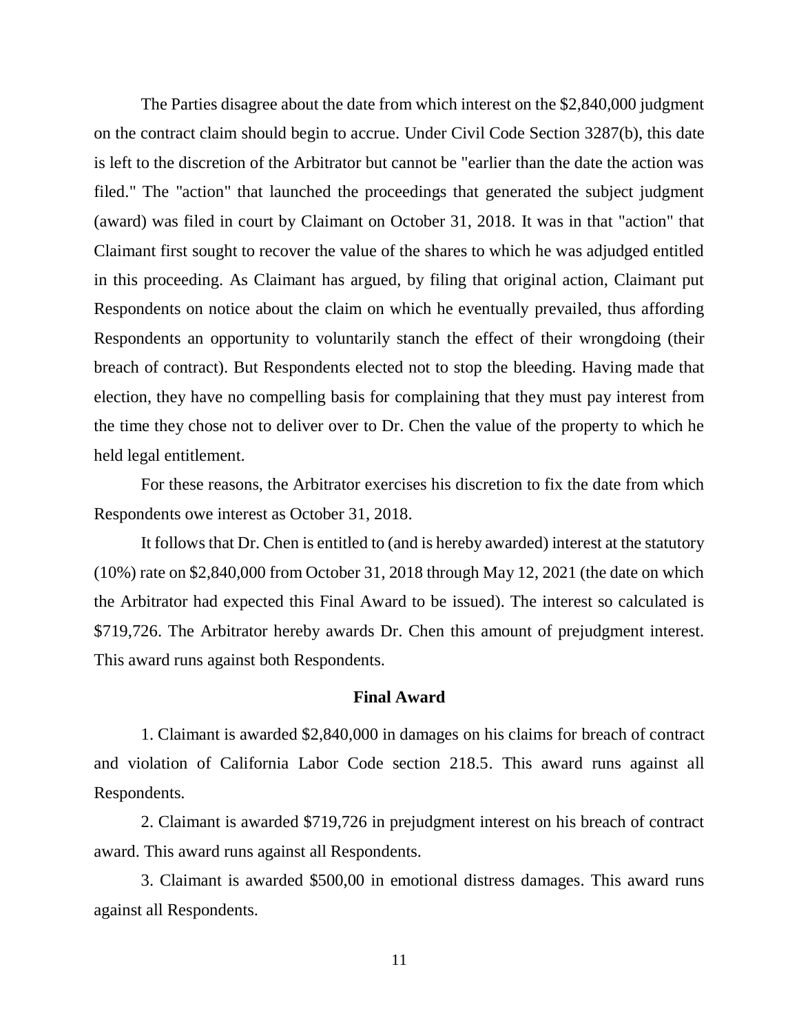The Parties disagree about the date from which interest on the $2,840,000 judgment on the contract claim should begin to accrue. Under Civil Code Section 3287(b), this date is left to the discretion of the Arbitrator but cannot be "earlier than the date the action was filed." The "action" that launched the proceedings that generated the subject judgment (award) was filed in court by Claimant on October 31, 2018. It was in that "action" that Claimant first sought to recover the value of the shares to which he was adjudged entitled in this proceeding. As Claimant has argued, by filing that original action, Claimant put Respondents on notice about the claim on which he eventually prevailed, thus affording Respondents an opportunity to voluntarily stanch the effect of their wrongdoing (their breach of contract). But Respondents elected not to stop the bleeding. Having made that election, they have no compelling basis for complaining that they must pay interest from the time they chose not to deliver over to Dr. Chen the value of the property to which he held legal entitlement.

For these reasons, the Arbitrator exercises his discretion to fix the date from which Respondents owe interest as October 31, 2018.

It follows that Dr. Chen is entitled to (and is hereby awarded) interest at the statutory (10%) rate on $2,840,000 from October 31, 2018 through May 12, 2021 (the date on which the Arbitrator had expected this Final Award to be issued). The interest so calculated is $719,726. The Arbitrator hereby awards Dr. Chen this amount of prejudgment interest. This award runs against both Respondents.

## Final Award

1. Claimant is awarded $2,840,000 in damages on his claims for breach of contract and violation of California Labor Code section 218.5. This award runs against all Respondents.

2. Claimant is awarded $719,726 in prejudgment interest on his breach of contract award. This award runs against all Respondents.

3. Claimant is awarded $500,00 in emotional distress damages. This award runs against all Respondents.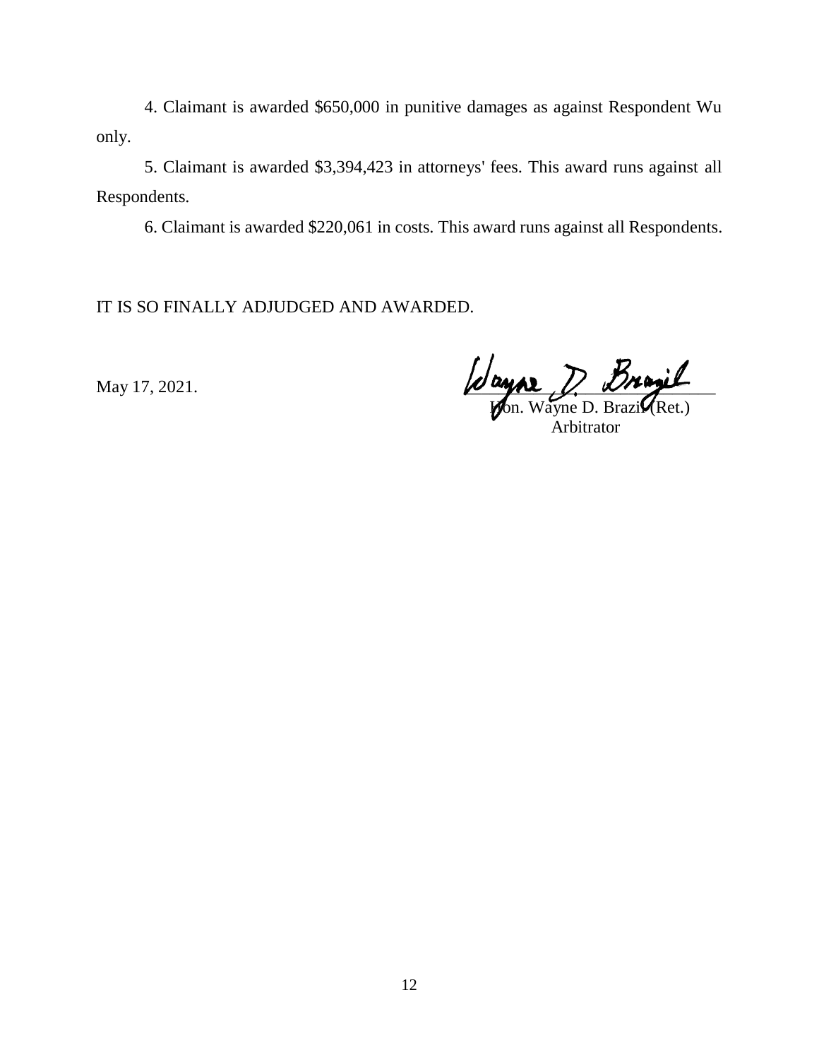4. Claimant is awarded $650,000 in punitive damages as against Respondent Wu only.

5. Claimant is awarded $3,394,423 in attorneys' fees. This award runs against all Respondents.

6. Claimant is awarded $220,061 in costs. This award runs against all Respondents.

IT IS SO FINALLY ADJUDGED AND AWARDED.

May 17, 2021.

Hon. Wayne D. Brazil (Ret.)
Arbitrator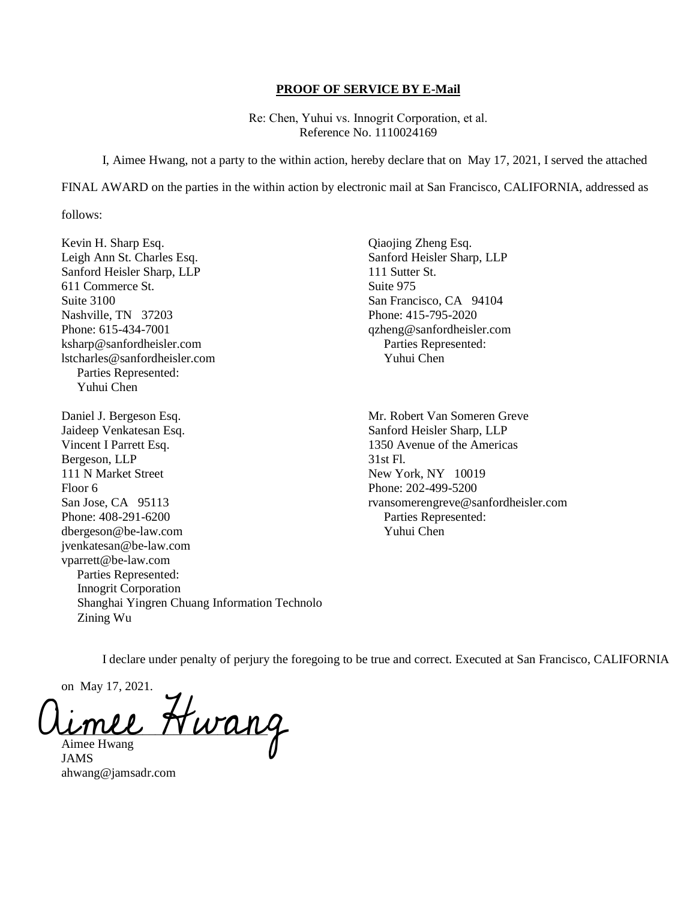**PROOF OF SERVICE BY E-Mail**

Re: Chen, Yuhui vs. Innogrit Corporation, et al.
Reference No. 1110024169

I, Aimee Hwang, not a party to the within action, hereby declare that on May 17, 2021, I served the attached FINAL AWARD on the parties in the within action by electronic mail at San Francisco, CALIFORNIA, addressed as follows:

Kevin H. Sharp Esq.
Leigh Ann St. Charles Esq.
Sanford Heisler Sharp, LLP
611 Commerce St.
Suite 3100
Nashville, TN 37203
Phone: 615-434-7001
ksharp@sanfordheisler.com
lstcharles@sanfordheisler.com
Parties Represented:
Yuhui Chen

Qiaojing Zheng Esq.
Sanford Heisler Sharp, LLP
111 Sutter St.
Suite 975
San Francisco, CA 94104
Phone: 415-795-2020
qzheng@sanfordheisler.com
Parties Represented:
Yuhui Chen

Daniel J. Bergeson Esq.
Jaideep Venkatesan Esq.
Vincent I Parrett Esq.
Bergeson, LLP
111 N Market Street
Floor 6
San Jose, CA 95113
Phone: 408-291-6200
dbergeson@be-law.com
jvenkatesan@be-law.com
vparrett@be-law.com
Parties Represented:
Innogrit Corporation
Shanghai Yingren Chuang Information Technolo
Zining Wu

Mr. Robert Van Someren Greve
Sanford Heisler Sharp, LLP
1350 Avenue of the Americas
31st Fl.
New York, NY 10019
Phone: 202-499-5200
rvansomerengreve@sanfordheisler.com
Parties Represented:
Yuhui Chen

I declare under penalty of perjury the foregoing to be true and correct. Executed at San Francisco, CALIFORNIA on May 17, 2021.

Aimee Hwang

Aimee Hwang
JAMS
ahwang@jamsadr.com